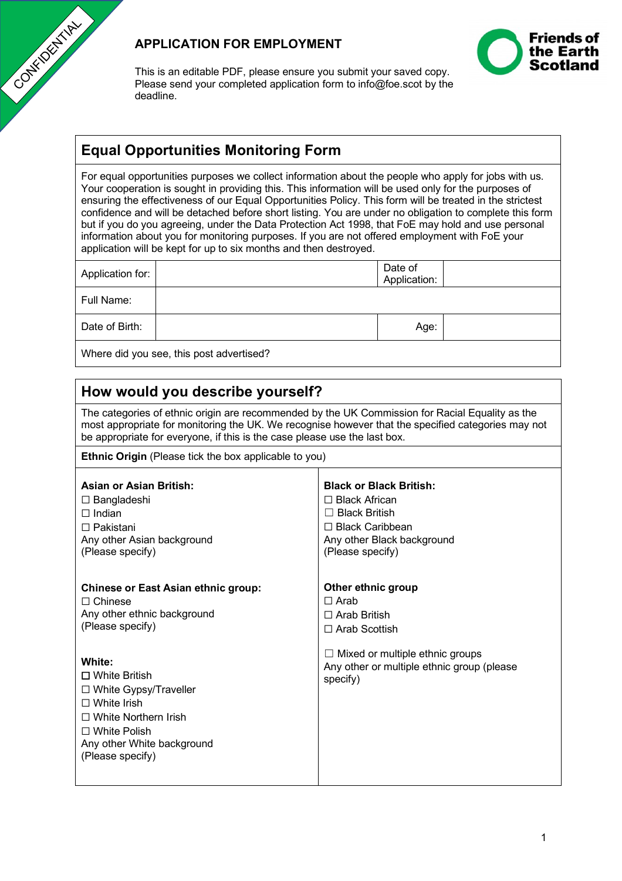CONFIDENTIAL

# APPLICATION FOR EMPLOYMENT

This is an editable PDF, please ensure you submit your saved copy. Please send your completed application form to info@foe.scot by the deadline.

Friends of the Earth Scotland

## Equal Opportunities Monitoring Form

For equal opportunities purposes we collect information about the people who apply for jobs with us. Your cooperation is sought in providing this. This information will be used only for the purposes of ensuring the effectiveness of our Equal Opportunities Policy. This form will be treated in the strictest confidence and will be detached before short listing. You are under no obligation to complete this form but if you do you agreeing, under the Data Protection Act 1998, that FoE may hold and use personal information about you for monitoring purposes. If you are not offered employment with FoE your application will be kept for up to six months and then destroyed.

| Application for: | | Date of Application: | |
|---|---|---|---|
| Full Name: | | | |
| Date of Birth: | | Age: | |
| Where did you see, this post advertised? | | | |

## How would you describe yourself?

The categories of ethnic origin are recommended by the UK Commission for Racial Equality as the most appropriate for monitoring the UK. We recognise however that the specified categories may not be appropriate for everyone, if this is the case please use the last box.

**Ethnic Origin** (Please tick the box applicable to you)

**Asian or Asian British:**
☐ Bangladeshi
☐ Indian
☐ Pakistani
Any other Asian background
(Please specify)

**Chinese or East Asian ethnic group:**
☐ Chinese
Any other ethnic background
(Please specify)

**White:**
☐ White British
☐ White Gypsy/Traveller
☐ White Irish
☐ White Northern Irish
☐ White Polish
Any other White background
(Please specify)

**Black or Black British:**
☐ Black African
☐ Black British
☐ Black Caribbean
Any other Black background
(Please specify)

**Other ethnic group**
☐ Arab
☐ Arab British
☐ Arab Scottish

☐ Mixed or multiple ethnic groups
Any other or multiple ethnic group (please specify)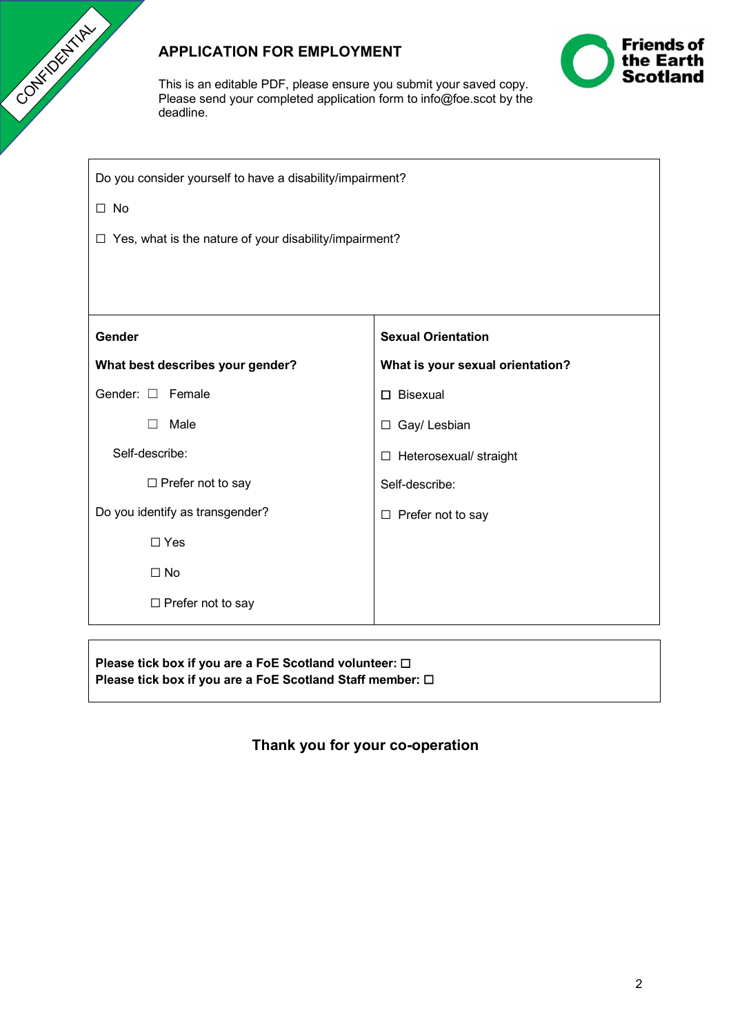CONFIDENTIAL

# APPLICATION FOR EMPLOYMENT

This is an editable PDF, please ensure you submit your saved copy. Please send your completed application form to info@foe.scot by the deadline.

Friends of the Earth Scotland

Do you consider yourself to have a disability/impairment?

☐ No

☐ Yes, what is the nature of your disability/impairment?

**Gender**

**What best describes your gender?**

Gender: ☐ Female

☐ Male

Self-describe:

☐ Prefer not to say

Do you identify as transgender?

☐ Yes

☐ No

☐ Prefer not to say

**Sexual Orientation**

**What is your sexual orientation?**

☐ Bisexual

☐ Gay/ Lesbian

☐ Heterosexual/ straight

Self-describe:

☐ Prefer not to say

**Please tick box if you are a FoE Scotland volunteer: ☐**
**Please tick box if you are a FoE Scotland Staff member: ☐**

**Thank you for your co-operation**